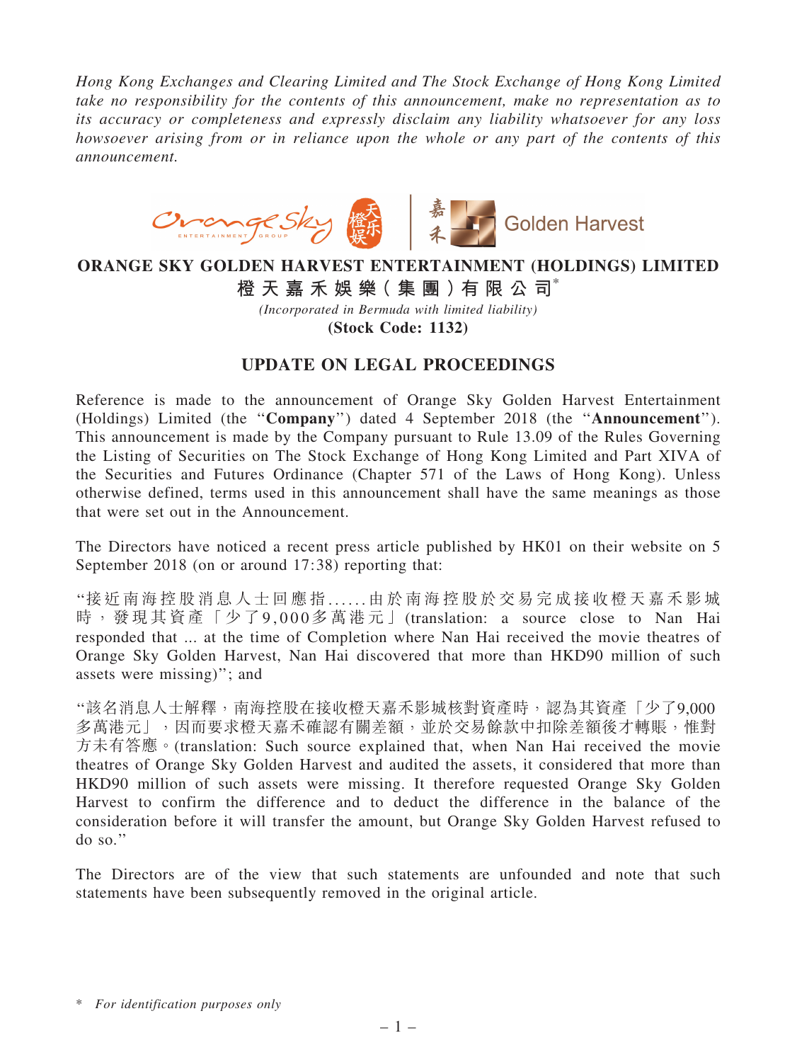*Hong Kong Exchanges and Clearing Limited and The Stock Exchange of Hong Kong Limited take no responsibility for the contents of this announcement, make no representation as to its accuracy or completeness and expressly disclaim any liability whatsoever for any loss howsoever arising from or in reliance upon the whole or any part of the contents of this announcement.*

**ORANGE SKY GOLDEN HARVEST ENTERTAINMENT (HOLDINGS) LIMITED**

**橙天嘉禾娛樂(集團)有限公司***

*(Incorporated in Bermuda with limited liability)*

**(Stock Code: 1132)**

## UPDATE ON LEGAL PROCEEDINGS

Reference is made to the announcement of Orange Sky Golden Harvest Entertainment (Holdings) Limited (the "**Company**") dated 4 September 2018 (the "**Announcement**"). This announcement is made by the Company pursuant to Rule 13.09 of the Rules Governing the Listing of Securities on The Stock Exchange of Hong Kong Limited and Part XIVA of the Securities and Futures Ordinance (Chapter 571 of the Laws of Hong Kong). Unless otherwise defined, terms used in this announcement shall have the same meanings as those that were set out in the Announcement.

The Directors have noticed a recent press article published by HK01 on their website on 5 September 2018 (on or around 17:38) reporting that:

"接近南海控股消息人士回應指……由於南海控股於交易完成接收橙天嘉禾影城時，發現其資產「少了9,000多萬港元」(translation: a source close to Nan Hai responded that ... at the time of Completion where Nan Hai received the movie theatres of Orange Sky Golden Harvest, Nan Hai discovered that more than HKD90 million of such assets were missing)"; and

"該名消息人士解釋，南海控股在接收橙天嘉禾影城核對資產時，認為其資產「少了9,000多萬港元」，因而要求橙天嘉禾確認有關差額，並於交易餘款中扣除差額後才轉賬，惟對方未有答應。(translation: Such source explained that, when Nan Hai received the movie theatres of Orange Sky Golden Harvest and audited the assets, it considered that more than HKD90 million of such assets were missing. It therefore requested Orange Sky Golden Harvest to confirm the difference and to deduct the difference in the balance of the consideration before it will transfer the amount, but Orange Sky Golden Harvest refused to do so."

The Directors are of the view that such statements are unfounded and note that such statements have been subsequently removed in the original article.

\* *For identification purposes only*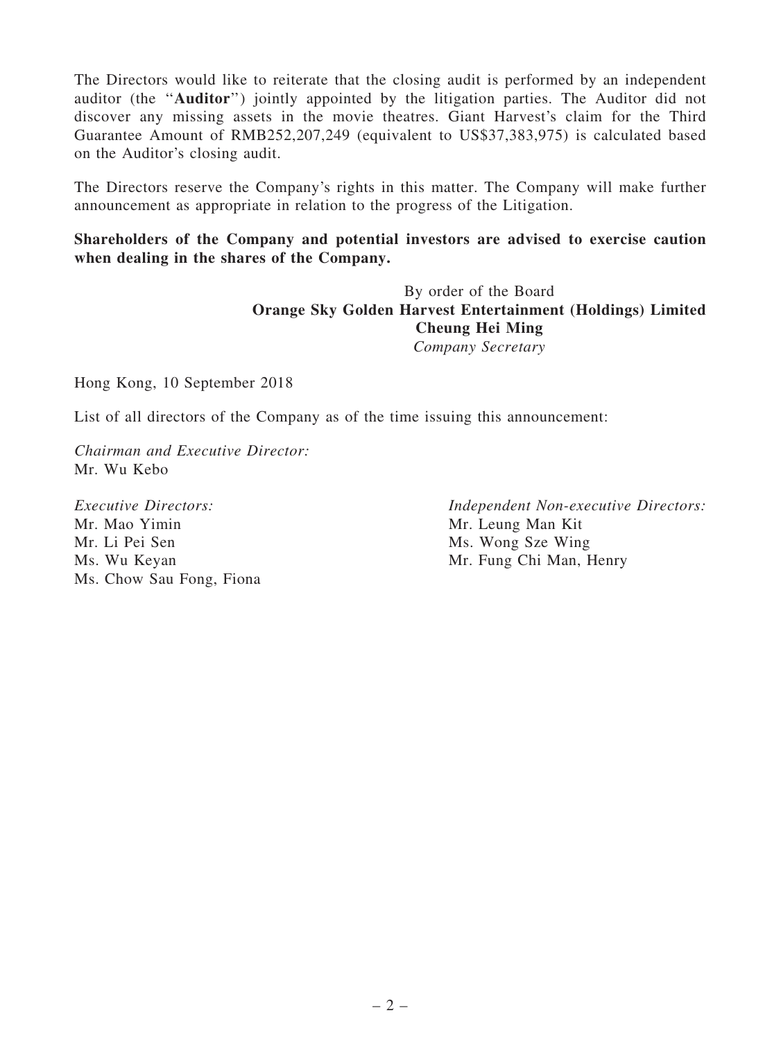The Directors would like to reiterate that the closing audit is performed by an independent auditor (the "**Auditor**") jointly appointed by the litigation parties. The Auditor did not discover any missing assets in the movie theatres. Giant Harvest's claim for the Third Guarantee Amount of RMB252,207,249 (equivalent to US$37,383,975) is calculated based on the Auditor's closing audit.

The Directors reserve the Company's rights in this matter. The Company will make further announcement as appropriate in relation to the progress of the Litigation.

**Shareholders of the Company and potential investors are advised to exercise caution when dealing in the shares of the Company.**

By order of the Board
**Orange Sky Golden Harvest Entertainment (Holdings) Limited**
**Cheung Hei Ming**
*Company Secretary*

Hong Kong, 10 September 2018

List of all directors of the Company as of the time issuing this announcement:

*Chairman and Executive Director:*
Mr. Wu Kebo

*Executive Directors:*
Mr. Mao Yimin
Mr. Li Pei Sen
Ms. Wu Keyan
Ms. Chow Sau Fong, Fiona

*Independent Non-executive Directors:*
Mr. Leung Man Kit
Ms. Wong Sze Wing
Mr. Fung Chi Man, Henry